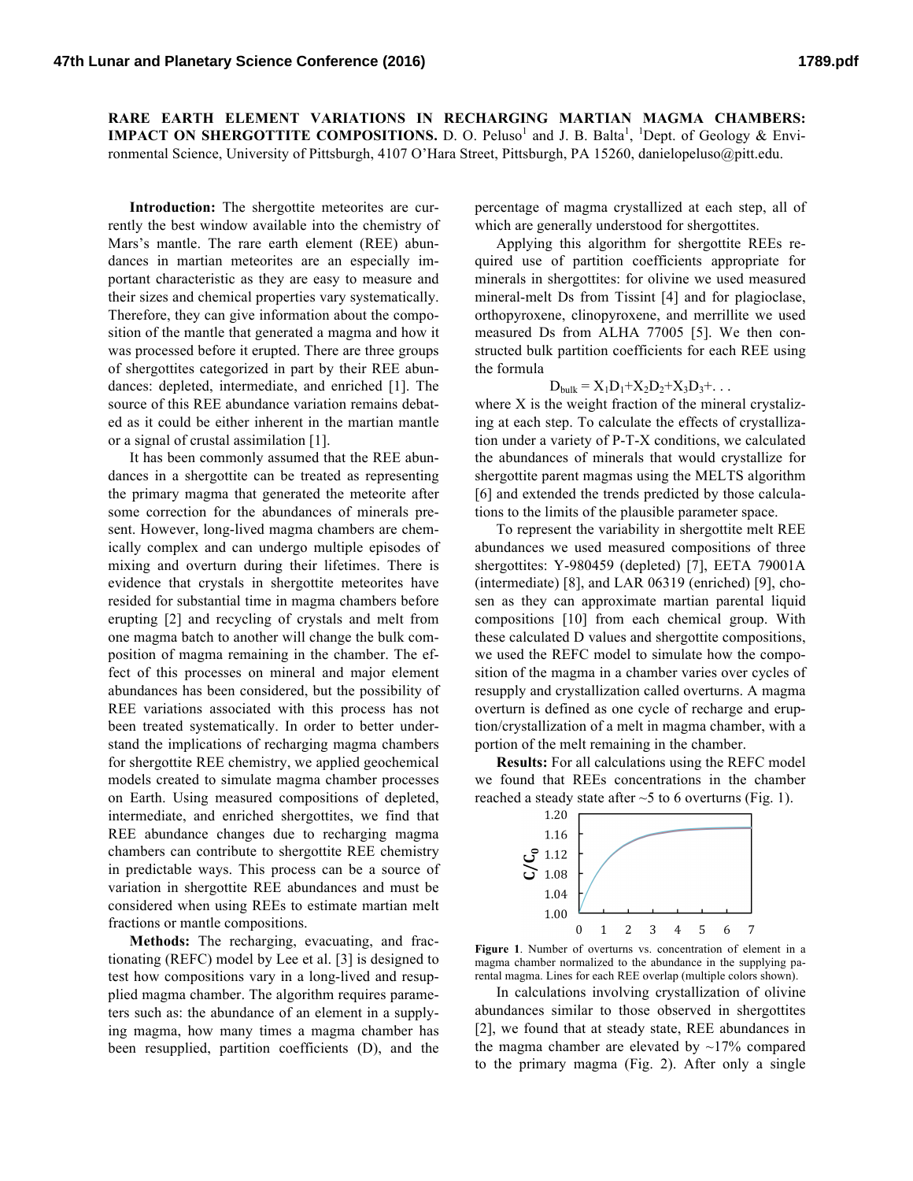# RARE EARTH ELEMENT VARIATIONS IN RECHARGING MARTIAN MAGMA CHAMBERS: IMPACT ON SHERGOTTITE COMPOSITIONS.

D. O. Peluso[1] and J. B. Balta[1], [1]Dept. of Geology & Environmental Science, University of Pittsburgh, 4107 O'Hara Street, Pittsburgh, PA 15260, danielopeluso@pitt.edu.

**Introduction:** The shergottite meteorites are currently the best window available into the chemistry of Mars's mantle. The rare earth element (REE) abundances in martian meteorites are an especially important characteristic as they are easy to measure and their sizes and chemical properties vary systematically. Therefore, they can give information about the composition of the mantle that generated a magma and how it was processed before it erupted. There are three groups of shergottites categorized in part by their REE abundances: depleted, intermediate, and enriched [1]. The source of this REE abundance variation remains debated as it could be either inherent in the martian mantle or a signal of crustal assimilation [1].

It has been commonly assumed that the REE abundances in a shergottite can be treated as representing the primary magma that generated the meteorite after some correction for the abundances of minerals present. However, long-lived magma chambers are chemically complex and can undergo multiple episodes of mixing and overturn during their lifetimes. There is evidence that crystals in shergottite meteorites have resided for substantial time in magma chambers before erupting [2] and recycling of crystals and melt from one magma batch to another will change the bulk composition of magma remaining in the chamber. The effect of this processes on mineral and major element abundances has been considered, but the possibility of REE variations associated with this process has not been treated systematically. In order to better understand the implications of recharging magma chambers for shergottite REE chemistry, we applied geochemical models created to simulate magma chamber processes on Earth. Using measured compositions of depleted, intermediate, and enriched shergottites, we find that REE abundance changes due to recharging magma chambers can contribute to shergottite REE chemistry in predictable ways. This process can be a source of variation in shergottite REE abundances and must be considered when using REEs to estimate martian melt fractions or mantle compositions.

**Methods:** The recharging, evacuating, and fractionating (REFC) model by Lee et al. [3] is designed to test how compositions vary in a long-lived and resupplied magma chamber. The algorithm requires parameters such as: the abundance of an element in a supplying magma, how many times a magma chamber has been resupplied, partition coefficients (D), and the percentage of magma crystallized at each step, all of which are generally understood for shergottites.

Applying this algorithm for shergottite REEs required use of partition coefficients appropriate for minerals in shergottites: for olivine we used measured mineral-melt Ds from Tissint [4] and for plagioclase, orthopyroxene, clinopyroxene, and merrillite we used measured Ds from ALHA 77005 [5]. We then constructed bulk partition coefficients for each REE using the formula

$$D_{bulk} = X_1D_1+X_2D_2+X_3D_3+\ldots$$

where X is the weight fraction of the mineral crystalizing at each step. To calculate the effects of crystallization under a variety of P-T-X conditions, we calculated the abundances of minerals that would crystallize for shergottite parent magmas using the MELTS algorithm [6] and extended the trends predicted by those calculations to the limits of the plausible parameter space.

To represent the variability in shergottite melt REE abundances we used measured compositions of three shergottites: Y-980459 (depleted) [7], EETA 79001A (intermediate) [8], and LAR 06319 (enriched) [9], chosen as they can approximate martian parental liquid compositions [10] from each chemical group. With these calculated D values and shergottite compositions, we used the REFC model to simulate how the composition of the magma in a chamber varies over cycles of resupply and crystallization called overturns. A magma overturn is defined as one cycle of recharge and eruption/crystallization of a melt in magma chamber, with a portion of the melt remaining in the chamber.

**Results:** For all calculations using the REFC model we found that REEs concentrations in the chamber reached a steady state after ~5 to 6 overturns (Fig. 1).

**Figure 1**. Number of overturns vs. concentration of element in a magma chamber normalized to the abundance in the supplying parental magma. Lines for each REE overlap (multiple colors shown).

In calculations involving crystallization of olivine abundances similar to those observed in shergottites [2], we found that at steady state, REE abundances in the magma chamber are elevated by ~17% compared to the primary magma (Fig. 2). After only a single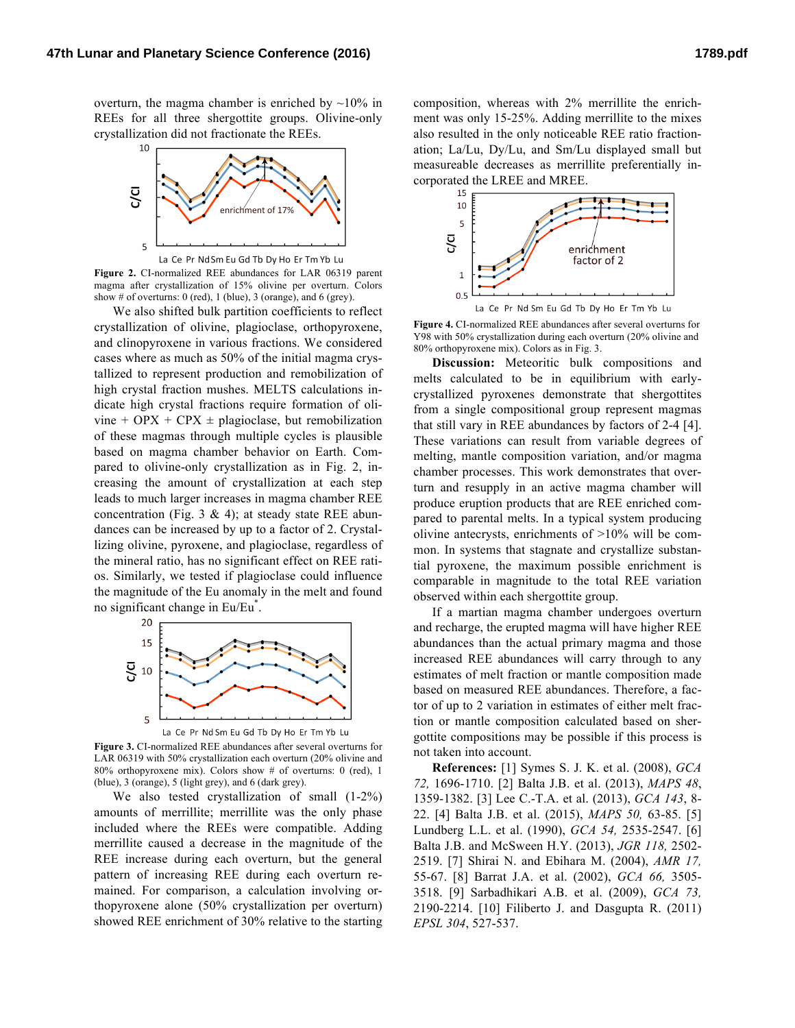overturn, the magma chamber is enriched by ~10% in REEs for all three shergottite groups. Olivine-only crystallization did not fractionate the REEs.

10

C/CI

enrichment of 17%

5

La Ce Pr Nd Sm Eu Gd Tb Dy Ho Er Tm Yb Lu

**Figure 2.** CI-normalized REE abundances for LAR 06319 parent magma after crystallization of 15% olivine per overturn. Colors show # of overturns: 0 (red), 1 (blue), 3 (orange), and 6 (grey).

We also shifted bulk partition coefficients to reflect crystallization of olivine, plagioclase, orthopyroxene, and clinopyroxene in various fractions. We considered cases where as much as 50% of the initial magma crystallized to represent production and remobilization of high crystal fraction mushes. MELTS calculations indicate high crystal fractions require formation of olivine + OPX + CPX ± plagioclase, but remobilization of these magmas through multiple cycles is plausible based on magma chamber behavior on Earth. Compared to olivine-only crystallization as in Fig. 2, increasing the amount of crystallization at each step leads to much larger increases in magma chamber REE concentration (Fig. 3 & 4); at steady state REE abundances can be increased by up to a factor of 2. Crystallizing olivine, pyroxene, and plagioclase, regardless of the mineral ratio, has no significant effect on REE ratios. Similarly, we tested if plagioclase could influence the magnitude of the Eu anomaly in the melt and found no significant change in Eu/Eu*.

20

15

C/CI

10

5

La Ce Pr Nd Sm Eu Gd Tb Dy Ho Er Tm Yb Lu

**Figure 3.** CI-normalized REE abundances after several overturns for LAR 06319 with 50% crystallization each overturn (20% olivine and 80% orthopyroxene mix). Colors show # of overturns: 0 (red), 1 (blue), 3 (orange), 5 (light grey), and 6 (dark grey).

We also tested crystallization of small (1-2%) amounts of merrillite; merrillite was the only phase included where the REEs were compatible. Adding merrillite caused a decrease in the magnitude of the REE increase during each overturn, but the general pattern of increasing REE during each overturn remained. For comparison, a calculation involving orthopyroxene alone (50% crystallization per overturn) showed REE enrichment of 30% relative to the starting composition, whereas with 2% merrillite the enrichment was only 15-25%. Adding merrillite to the mixes also resulted in the only noticeable REE ratio fractionation; La/Lu, Dy/Lu, and Sm/Lu displayed small but measureable decreases as merrillite preferentially incorporated the LREE and MREE.

15

10

5

C/CI

enrichment factor of 2

1

0.5

La Ce Pr Nd Sm Eu Gd Tb Dy Ho Er Tm Yb Lu

**Figure 4.** CI-normalized REE abundances after several overturns for Y98 with 50% crystallization during each overturn (20% olivine and 80% orthopyroxene mix). Colors as in Fig. 3.

**Discussion:** Meteoritic bulk compositions and melts calculated to be in equilibrium with early-crystallized pyroxenes demonstrate that shergottites from a single compositional group represent magmas that still vary in REE abundances by factors of 2-4 [4]. These variations can result from variable degrees of melting, mantle composition variation, and/or magma chamber processes. This work demonstrates that overturn and resupply in an active magma chamber will produce eruption products that are REE enriched compared to parental melts. In a typical system producing olivine antecrysts, enrichments of >10% will be common. In systems that stagnate and crystallize substantial pyroxene, the maximum possible enrichment is comparable in magnitude to the total REE variation observed within each shergottite group.

If a martian magma chamber undergoes overturn and recharge, the erupted magma will have higher REE abundances than the actual primary magma and those increased REE abundances will carry through to any estimates of melt fraction or mantle composition made based on measured REE abundances. Therefore, a factor of up to 2 variation in estimates of either melt fraction or mantle composition calculated based on shergottite compositions may be possible if this process is not taken into account.

**References:** [1] Symes S. J. K. et al. (2008), *GCA 72,* 1696-1710. [2] Balta J.B. et al. (2013), *MAPS 48*, 1359-1382. [3] Lee C.-T.A. et al. (2013), *GCA 143*, 8-22. [4] Balta J.B. et al. (2015), *MAPS 50,* 63-85. [5] Lundberg L.L. et al. (1990), *GCA 54,* 2535-2547. [6] Balta J.B. and McSween H.Y. (2013), *JGR 118,* 2502-2519. [7] Shirai N. and Ebihara M. (2004), *AMR 17,* 55-67. [8] Barrat J.A. et al. (2002), *GCA 66,* 3505-3518. [9] Sarbadhikari A.B. et al. (2009), *GCA 73,* 2190-2214. [10] Filiberto J. and Dasgupta R. (2011) *EPSL 304*, 527-537.